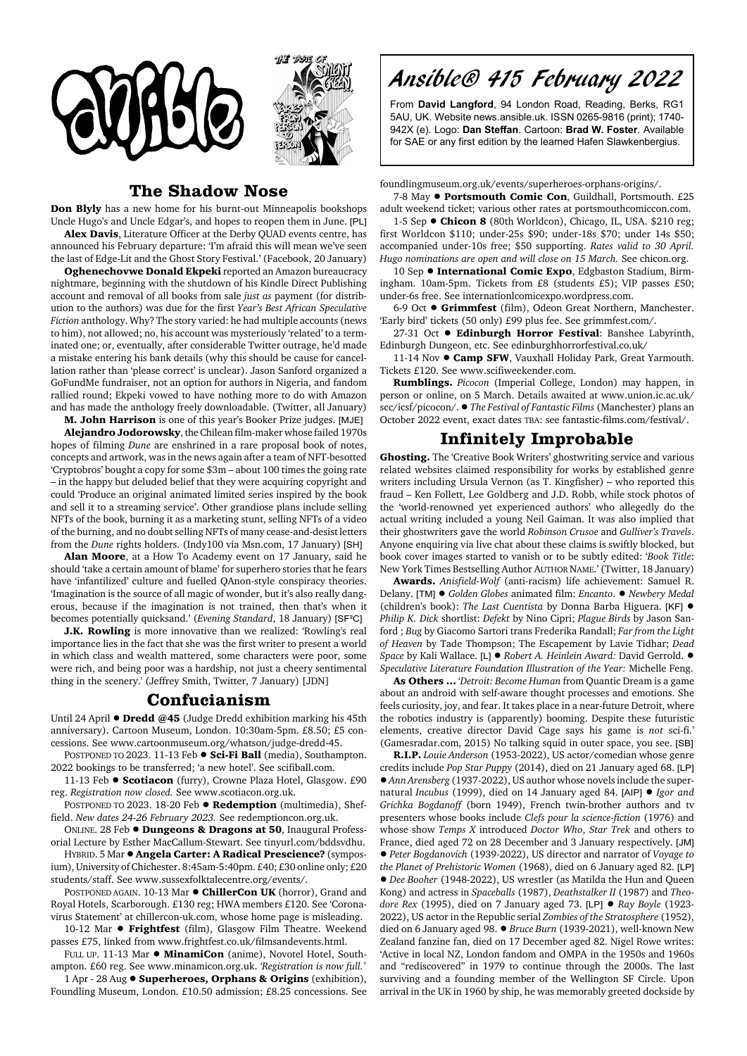# Ansible® 415 February 2022

From **David Langford**, 94 London Road, Reading, Berks, RG1 5AU, UK. Website news.ansible.uk. ISSN 0265-9816 (print); 1740-942X (e). Logo: **Dan Steffan**. Cartoon: **Brad W. Foster**. Available for SAE or any first edition by the learned Hafen Slawkenbergius.

## The Shadow Nose

**Don Blyly** has a new home for his burnt-out Minneapolis bookshops Uncle Hugo's and Uncle Edgar's, and hopes to reopen them in June. [PL]

**Alex Davis**, Literature Officer at the Derby QUAD events centre, has announced his February departure: 'I'm afraid this will mean we've seen the last of Edge-Lit and the Ghost Story Festival.' (Facebook, 20 January)

**Oghenechovwe Donald Ekpeki** reported an Amazon bureaucracy nightmare, beginning with the shutdown of his Kindle Direct Publishing account and removal of all books from sale *just as* payment (for distribution to the authors) was due for the first *Year's Best African Speculative Fiction* anthology. Why? The story varied: he had multiple accounts (news to him), not allowed; no, his account was mysteriously 'related' to a terminated one; or, eventually, after considerable Twitter outrage, he'd made a mistake entering his bank details (why this should be cause for cancellation rather than 'please correct' is unclear). Jason Sanford organized a GoFundMe fundraiser, not an option for authors in Nigeria, and fandom rallied round; Ekpeki vowed to have nothing more to do with Amazon and has made the anthology freely downloadable. (Twitter, all January)

**M. John Harrison** is one of this year's Booker Prize judges. [MJE]

**Alejandro Jodorowsky**, the Chilean film-maker whose failed 1970s hopes of filming *Dune* are enshrined in a rare proposal book of notes, concepts and artwork, was in the news again after a team of NFT-besotted 'Cryptobros' bought a copy for some $3m – about 100 times the going rate – in the happy but deluded belief that they were acquiring copyright and could 'Produce an original animated limited series inspired by the book and sell it to a streaming service'. Other grandiose plans include selling NFTs of the book, burning it as a marketing stunt, selling NFTs of a video of the burning, and no doubt selling NFTs of many cease-and-desist letters from the *Dune* rights holders. (Indy100 via Msn.com, 17 January) [SH]

**Alan Moore**, at a How To Academy event on 17 January, said he should 'take a certain amount of blame' for superhero stories that he fears have 'infantilized' culture and fuelled QAnon-style conspiracy theories. 'Imagination is the source of all magic of wonder, but it's also really dangerous, because if the imagination is not trained, then that's when it becomes potentially quicksand.' (*Evening Standard*, 18 January) [SF²C]

**J.K. Rowling** is more innovative than we realized: 'Rowling's real importance lies in the fact that she was the first writer to present a world in which class and wealth mattered, some characters were poor, some were rich, and being poor was a hardship, not just a cheery sentimental thing in the scenery.' (Jeffrey Smith, Twitter, 7 January) [JDN]

## Confucianism

Until 24 April ● **Dredd @45** (Judge Dredd exhibition marking his 45th anniversary). Cartoon Museum, London. 10:30am-5pm. £8.50; £5 concessions. See www.cartoonmuseum.org/whatson/judge-dredd-45.

POSTPONED TO 2023. 11-13 Feb ● **Sci-Fi Ball** (media), Southampton. 2022 bookings to be transferred; 'a new hotel'. See scifiball.com.

11-13 Feb ● **Scotiacon** (furry), Crowne Plaza Hotel, Glasgow. £90 reg. *Registration now closed.* See www.scotiacon.org.uk.

POSTPONED TO 2023. 18-20 Feb ● **Redemption** (multimedia), Sheffield. *New dates 24-26 February 2023.* See redemptioncon.org.uk.

ONLINE. 28 Feb ● **Dungeons & Dragons at 50**, Inaugural Professorial Lecture by Esther MacCallum-Stewart. See tinyurl.com/bddsvdhu.

HYBRID. 5 Mar ● **Angela Carter: A Radical Prescience?** (symposium), University of Chichester. 8:45am-5:40pm. £40; £30 online only; £20 students/staff. See www.sussexfolktalecentre.org/events/.

POSTPONED AGAIN. 10-13 Mar ● **ChillerCon UK** (horror), Grand and Royal Hotels, Scarborough. £130 reg; HWA members £120. See 'Coronavirus Statement' at chillercon-uk.com, whose home page is misleading.

10-12 Mar ● **Frightfest** (film), Glasgow Film Theatre. Weekend passes £75, linked from www.frightfest.co.uk/filmsandevents.html.

FULL UP. 11-13 Mar ● **MinamiCon** (anime), Novotel Hotel, Southampton. £60 reg. See www.minamicon.org.uk. *'Registration is now full.'*

1 Apr - 28 Aug ● **Superheroes, Orphans & Origins** (exhibition), Foundling Museum, London. £10.50 admission; £8.25 concessions. See foundlingmuseum.org.uk/events/superheroes-orphans-origins/.

7-8 May ● **Portsmouth Comic Con**, Guildhall, Portsmouth. £25 adult weekend ticket; various other rates at portsmouthcomiccon.com.

1-5 Sep ● **Chicon 8** (80th Worldcon), Chicago, IL, USA. $210 reg; first Worldcon $110; under-25s $90; under-18s $70; under 14s $50; accompanied under-10s free; $50 supporting. *Rates valid to 30 April. Hugo nominations are open and will close on 15 March.* See chicon.org.

10 Sep ● **International Comic Expo**, Edgbaston Stadium, Birmingham. 10am-5pm. Tickets from £8 (students £5); VIP passes £50; under-6s free. See internationlcomicexpo.wordpress.com.

6-9 Oct ● **Grimmfest** (film), Odeon Great Northern, Manchester. 'Early bird' tickets (50 only) £99 plus fee. See grimmfest.com/.

27-31 Oct ● **Edinburgh Horror Festival**: Banshee Labyrinth, Edinburgh Dungeon, etc. See edinburghhorrorfestival.co.uk/

11-14 Nov ● **Camp SFW**, Vauxhall Holiday Park, Great Yarmouth. Tickets £120. See www.scifiweekender.com.

**Rumblings.** *Picocon* (Imperial College, London) may happen, in person or online, on 5 March. Details awaited at www.union.ic.ac.uk/scc/icsf/picocon/. ● *The Festival of Fantastic Films* (Manchester) plans an October 2022 event, exact dates TBA: see fantastic-films.com/festival/.

## Infinitely Improbable

**Ghosting.** The 'Creative Book Writers' ghostwriting service and various related websites claimed responsibility for works by established genre writers including Ursula Vernon (as T. Kingfisher) – who reported this fraud – Ken Follett, Lee Goldberg and J.D. Robb, while stock photos of the 'world-renowned yet experienced authors' who allegedly do the actual writing included a young Neil Gaiman. It was also implied that their ghostwriters gave the world *Robinson Crusoe* and *Gulliver's Travels*. Anyone enquiring via live chat about these claims is swiftly blocked, but book cover images started to vanish or to be subtly edited: '*Book Title*: New York Times Bestselling Author AUTHOR NAME.' (Twitter, 18 January)

**Awards.** *Anisfield-Wolf* (anti-racism) life achievement: Samuel R. Delany. [TM] ● *Golden Globes* animated film: *Encanto*. ● *Newbery Medal* (children's book): *The Last Cuentista* by Donna Barba Higuera. [KF] ● *Philip K. Dick* shortlist: *Defekt* by Nino Cipri; *Plague Birds* by Jason Sanford ; *Bug* by Giacomo Sartori trans Frederika Randall; *Far from the Light of Heaven* by Tade Thompson; The Escapement by Lavie Tidhar; *Dead Space* by Kali Wallace. [L] ● *Robert A. Heinlein Award:* David Gerrold. ● *Speculative Literature Foundation Illustration of the Year:* Michelle Feng.

**As Others ...** '*Detroit: Become Human* from Quantic Dream is a game about an android with self-aware thought processes and emotions. She feels curiosity, joy, and fear. It takes place in a near-future Detroit, where the robotics industry is (apparently) booming. Despite these futuristic elements, creative director David Cage says his game is *not* sci-fi.' (Gamesradar.com, 2015) No talking squid in outer space, you see. [SB]

**R.I.P.** *Louie Anderson* (1953-2022), US actor/comedian whose genre credits include *Pop Star Puppy* (2014), died on 21 January aged 68. [LP] ● *Ann Arensberg* (1937-2022), US author whose novels include the supernatural *Incubus* (1999), died on 14 January aged 84. [AIP] ● *Igor and Grichka Bogdanoff* (born 1949), French twin-brother authors and tv presenters whose books include *Clefs pour la science-fiction* (1976) and whose show *Temps X* introduced *Doctor Who*, *Star Trek* and others to France, died aged 72 on 28 December and 3 January respectively. [JM] ● *Peter Bogdanovich* (1939-2022), US director and narrator of *Voyage to the Planet of Prehistoric Women* (1968), died on 6 January aged 82. [LP] ● *Dee Booher* (1948-2022), US wrestler (as Matilda the Hun and Queen Kong) and actress in *Spaceballs* (1987), *Deathstalker II* (1987) and *Theodore Rex* (1995), died on 7 January aged 73. [LP] ● *Ray Boyle* (1923-2022), US actor in the Republic serial *Zombies of the Stratosphere* (1952), died on 6 January aged 98. ● *Bruce Burn* (1939-2021), well-known New Zealand fanzine fan, died on 17 December aged 82. Nigel Rowe writes: 'Active in local NZ, London fandom and OMPA in the 1950s and 1960s and "rediscovered" in 1979 to continue through the 2000s. The last surviving and a founding member of the Wellington SF Circle. Upon arrival in the UK in 1960 by ship, he was memorably greeted dockside by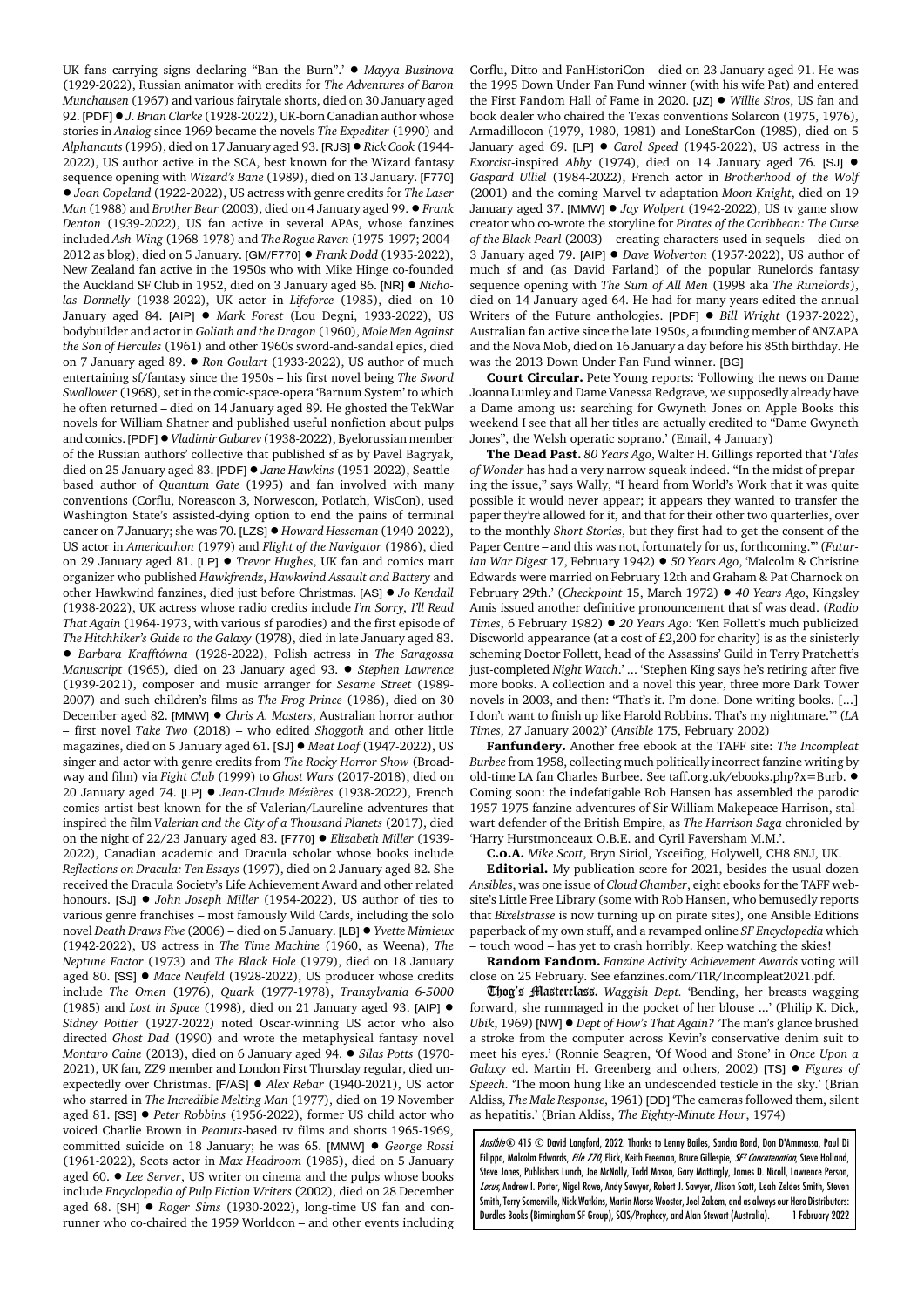UK fans carrying signs declaring "Ban the Burn".' ● *Mayya Buzinova* (1929-2022), Russian animator with credits for *The Adventures of Baron Munchausen* (1967) and various fairytale shorts, died on 30 January aged 92. [PDF] ● *J. Brian Clarke* (1928-2022), UK-born Canadian author whose stories in *Analog* since 1969 became the novels *The Expediter* (1990) and *Alphanauts* (1996), died on 17 January aged 93. [RJS] ● *Rick Cook* (1944-2022), US author active in the SCA, best known for the Wizard fantasy sequence opening with *Wizard's Bane* (1989), died on 13 January. [F770] ● *Joan Copeland* (1922-2022), US actress with genre credits for *The Laser Man* (1988) and *Brother Bear* (2003), died on 4 January aged 99. ● *Frank Denton* (1939-2022), US fan active in several APAs, whose fanzines included *Ash-Wing* (1968-1978) and *The Rogue Raven* (1975-1997; 2004-2012 as blog), died on 5 January. [GM/F770] ● *Frank Dodd* (1935-2022), New Zealand fan active in the 1950s who with Mike Hinge co-founded the Auckland SF Club in 1952, died on 3 January aged 86. [NR] ● *Nicholas Donnelly* (1938-2022), UK actor in *Lifeforce* (1985), died on 10 January aged 84. [AIP] ● *Mark Forest* (Lou Degni, 1933-2022), US bodybuilder and actor in *Goliath and the Dragon* (1960), *Mole Men Against the Son of Hercules* (1961) and other 1960s sword-and-sandal epics, died on 7 January aged 89. ● *Ron Goulart* (1933-2022), US author of much entertaining sf/fantasy since the 1950s – his first novel being *The Sword Swallower* (1968), set in the comic-space-opera 'Barnum System' to which he often returned – died on 14 January aged 89. He ghosted the TekWar novels for William Shatner and published useful nonfiction about pulps and comics. [PDF] ● *Vladimir Gubarev* (1938-2022), Byelorussian member of the Russian authors' collective that published sf as by Pavel Bagryak, died on 25 January aged 83. [PDF] ● *Jane Hawkins* (1951-2022), Seattle-based author of *Quantum Gate* (1995) and fan involved with many conventions (Corflu, Noreascon 3, Norwescon, Potlatch, WisCon), used Washington State's assisted-dying option to end the pains of terminal cancer on 7 January; she was 70. [LZS] ● *Howard Hesseman* (1940-2022), US actor in *Americathon* (1979) and *Flight of the Navigator* (1986), died on 29 January aged 81. [LP] ● *Trevor Hughes*, UK fan and comics mart organizer who published *Hawkfrendz*, *Hawkwind Assault and Battery* and other Hawkwind fanzines, died just before Christmas. [AS] ● *Jo Kendall* (1938-2022), UK actress whose radio credits include *I'm Sorry, I'll Read That Again* (1964-1973, with various sf parodies) and the first episode of *The Hitchhiker's Guide to the Galaxy* (1978), died in late January aged 83. ● *Barbara Krafftówna* (1928-2022), Polish actress in *The Saragossa Manuscript* (1965), died on 23 January aged 93. ● *Stephen Lawrence* (1939-2021), composer and music arranger for *Sesame Street* (1989-2007) and such children's films as *The Frog Prince* (1986), died on 30 December aged 82. [MMW] ● *Chris A. Masters*, Australian horror author – first novel *Take Two* (2018) – who edited *Shoggoth* and other little magazines, died on 5 January aged 61. [SJ] ● *Meat Loaf* (1947-2022), US singer and actor with genre credits from *The Rocky Horror Show* (Broadway and film) via *Fight Club* (1999) to *Ghost Wars* (2017-2018), died on 20 January aged 74. [LP] ● *Jean-Claude Mézières* (1938-2022), French comics artist best known for the sf Valerian/Laureline adventures that inspired the film *Valerian and the City of a Thousand Planets* (2017), died on the night of 22/23 January aged 83. [F770] ● *Elizabeth Miller* (1939-2022), Canadian academic and Dracula scholar whose books include *Reflections on Dracula: Ten Essays* (1997), died on 2 January aged 82. She received the Dracula Society's Life Achievement Award and other related honours. [SJ] ● *John Joseph Miller* (1954-2022), US author of ties to various genre franchises – most famously Wild Cards, including the solo novel *Death Draws Five* (2006) – died on 5 January. [LB] ● *Yvette Mimieux* (1942-2022), US actress in *The Time Machine* (1960, as Weena), *The Neptune Factor* (1973) and *The Black Hole* (1979), died on 18 January aged 80. [SS] ● *Mace Neufeld* (1928-2022), US producer whose credits include *The Omen* (1976), *Quark* (1977-1978), *Transylvania 6-5000* (1985) and *Lost in Space* (1998), died on 21 January aged 93. [AIP] ● *Sidney Poitier* (1927-2022) noted Oscar-winning US actor who also directed *Ghost Dad* (1990) and wrote the metaphysical fantasy novel *Montaro Caine* (2013), died on 6 January aged 94. ● *Silas Potts* (1970-2021), UK fan, ZZ9 member and London First Thursday regular, died unexpectedly over Christmas. [F/AS] ● *Alex Rebar* (1940-2021), US actor who starred in *The Incredible Melting Man* (1977), died on 19 November aged 81. [SS] ● *Peter Robbins* (1956-2022), former US child actor who voiced Charlie Brown in *Peanuts*-based tv films and shorts 1965-1969, committed suicide on 18 January; he was 65. [MMW] ● *George Rossi* (1961-2022), Scots actor in *Max Headroom* (1985), died on 5 January aged 60. ● *Lee Server*, US writer on cinema and the pulps whose books include *Encyclopedia of Pulp Fiction Writers* (2002), died on 28 December aged 68. [SH] ● *Roger Sims* (1930-2022), long-time US fan and con-runner who co-chaired the 1959 Worldcon – and other events including Corflu, Ditto and FanHistoriCon – died on 23 January aged 91. He was the 1995 Down Under Fan Fund winner (with his wife Pat) and entered the First Fandom Hall of Fame in 2020. [JZ] ● *Willie Siros*, US fan and book dealer who chaired the Texas conventions Solarcon (1975, 1976), Armadillocon (1979, 1980, 1981) and LoneStarCon (1985), died on 5 January aged 69. [LP] ● *Carol Speed* (1945-2022), US actress in the *Exorcist*-inspired *Abby* (1974), died on 14 January aged 76. [SJ] ● *Gaspard Ulliel* (1984-2022), French actor in *Brotherhood of the Wolf* (2001) and the coming Marvel tv adaptation *Moon Knight*, died on 19 January aged 37. [MMW] ● *Jay Wolpert* (1942-2022), US tv game show creator who co-wrote the storyline for *Pirates of the Caribbean: The Curse of the Black Pearl* (2003) – creating characters used in sequels – died on 3 January aged 79. [AIP] ● *Dave Wolverton* (1957-2022), US author of much sf and (as David Farland) of the popular Runelords fantasy sequence opening with *The Sum of All Men* (1998 aka *The Runelords*), died on 14 January aged 64. He had for many years edited the annual Writers of the Future anthologies. [PDF] ● *Bill Wright* (1937-2022), Australian fan active since the late 1950s, a founding member of ANZAPA and the Nova Mob, died on 16 January a day before his 85th birthday. He was the 2013 Down Under Fan Fund winner. [BG]

**Court Circular.** Pete Young reports: 'Following the news on Dame Joanna Lumley and Dame Vanessa Redgrave, we supposedly already have a Dame among us: searching for Gwyneth Jones on Apple Books this weekend I see that all her titles are actually credited to "Dame Gwyneth Jones", the Welsh operatic soprano.' (Email, 4 January)

**The Dead Past.** *80 Years Ago*, Walter H. Gillings reported that '*Tales of Wonder* has had a very narrow squeak indeed. "In the midst of preparing the issue," says Wally, "I heard from World's Work that it was quite possible it would never appear; it appears they wanted to transfer the paper they're allowed for it, and that for their other two quarterlies, over to the monthly *Short Stories*, but they first had to get the consent of the Paper Centre – and this was not, fortunately for us, forthcoming."' (*Futurian War Digest* 17, February 1942) ● *50 Years Ago*, 'Malcolm & Christine Edwards were married on February 12th and Graham & Pat Charnock on February 29th.' (*Checkpoint* 15, March 1972) ● *40 Years Ago*, Kingsley Amis issued another definitive pronouncement that sf was dead. (*Radio Times*, 6 February 1982) ● *20 Years Ago:* 'Ken Follett's much publicized Discworld appearance (at a cost of £2,200 for charity) is as the sinisterly scheming Doctor Follett, head of the Assassins' Guild in Terry Pratchett's just-completed *Night Watch*.' ... 'Stephen King says he's retiring after five more books. A collection and a novel this year, three more Dark Tower novels in 2003, and then: "That's it. I'm done. Done writing books. [...] I don't want to finish up like Harold Robbins. That's my nightmare."' (*LA Times*, 27 January 2002)' (*Ansible* 175, February 2002)

**Fanfundery.** Another free ebook at the TAFF site: *The Incompleat Burbee* from 1958, collecting much politically incorrect fanzine writing by old-time LA fan Charles Burbee. See taff.org.uk/ebooks.php?x=Burb. ● Coming soon: the indefatigable Rob Hansen has assembled the parodic 1957-1975 fanzine adventures of Sir William Makepeace Harrison, stalwart defender of the British Empire, as *The Harrison Saga* chronicled by 'Harry Hurstmonceaux O.B.E. and Cyril Faversham M.M.'.

**C.o.A.** *Mike Scott*, Bryn Siriol, Ysceifiog, Holywell, CH8 8NJ, UK.

**Editorial.** My publication score for 2021, besides the usual dozen *Ansibles*, was one issue of *Cloud Chamber*, eight ebooks for the TAFF website's Little Free Library (some with Rob Hansen, who bemusedly reports that *Bixelstrasse* is now turning up on pirate sites), one Ansible Editions paperback of my own stuff, and a revamped online *SF Encyclopedia* which – touch wood – has yet to crash horribly. Keep watching the skies!

**Random Fandom.** *Fanzine Activity Achievement Awards* voting will close on 25 February. See efanzines.com/TIR/Incompleat2021.pdf.

**Thog's Masterclass.** *Waggish Dept.* 'Bending, her breasts wagging forward, she rummaged in the pocket of her blouse ...' (Philip K. Dick, *Ubik*, 1969) [NW] ● *Dept of How's That Again?* 'The man's glance brushed a stroke from the computer across Kevin's conservative denim suit to meet his eyes.' (Ronnie Seagren, 'Of Wood and Stone' in *Once Upon a Galaxy* ed. Martin H. Greenberg and others, 2002) [TS] ● *Figures of Speech.* 'The moon hung like an undescended testicle in the sky.' (Brian Aldiss, *The Male Response*, 1961) [DD] 'The cameras followed them, silent as hepatitis.' (Brian Aldiss, *The Eighty-Minute Hour*, 1974)

*Ansible*® 415 © David Langford, 2022. Thanks to Lenny Bailes, Sandra Bond, Don D'Ammassa, Paul Di Filippo, Malcolm Edwards, *File 770*, Flick, Keith Freeman, Bruce Gillespie, *SF² Concatenation*, Steve Holland, Steve Jones, Publishers Lunch, Joe McNally, Todd Mason, Gary Mattingly, James D. Nicoll, Lawrence Person, *Locus*, Andrew I. Porter, Nigel Rowe, Andy Sawyer, Robert J. Sawyer, Alison Scott, Leah Zeldes Smith, Steven Smith, Terry Somerville, Nick Watkins, Martin Morse Wooster, Joel Zakem, and as always our Hero Distributors: Durdles Books (Birmingham SF Group), SCIS/Prophecy, and Alan Stewart (Australia). 1 February 2022